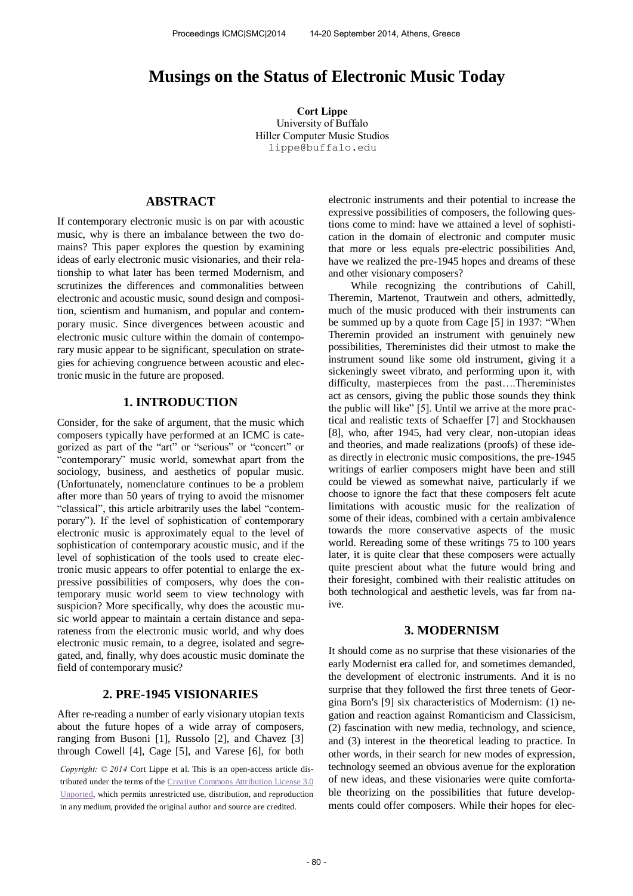# Musings on the Status of Electronic Music Today

**Cort Lippe**
University of Buffalo
Hiller Computer Music Studios
lippe@buffalo.edu

## ABSTRACT

If contemporary electronic music is on par with acoustic music, why is there an imbalance between the two domains? This paper explores the question by examining ideas of early electronic music visionaries, and their relationship to what later has been termed Modernism, and scrutinizes the differences and commonalities between electronic and acoustic music, sound design and composition, scientism and humanism, and popular and contemporary music. Since divergences between acoustic and electronic music culture within the domain of contemporary music appear to be significant, speculation on strategies for achieving congruence between acoustic and electronic music in the future are proposed.

## 1. INTRODUCTION

Consider, for the sake of argument, that the music which composers typically have performed at an ICMC is categorized as part of the "art" or "serious" or "concert" or "contemporary" music world, somewhat apart from the sociology, business, and aesthetics of popular music. (Unfortunately, nomenclature continues to be a problem after more than 50 years of trying to avoid the misnomer "classical", this article arbitrarily uses the label "contemporary"). If the level of sophistication of contemporary electronic music is approximately equal to the level of sophistication of contemporary acoustic music, and if the level of sophistication of the tools used to create electronic music appears to offer potential to enlarge the expressive possibilities of composers, why does the contemporary music world seem to view technology with suspicion? More specifically, why does the acoustic music world appear to maintain a certain distance and separateness from the electronic music world, and why does electronic music remain, to a degree, isolated and segregated, and, finally, why does acoustic music dominate the field of contemporary music?

## 2. PRE-1945 VISIONARIES

After re-reading a number of early visionary utopian texts about the future hopes of a wide array of composers, ranging from Busoni [1], Russolo [2], and Chavez [3] through Cowell [4], Cage [5], and Varese [6], for both electronic instruments and their potential to increase the expressive possibilities of composers, the following questions come to mind: have we attained a level of sophistication in the domain of electronic and computer music that more or less equals pre-electric possibilities And, have we realized the pre-1945 hopes and dreams of these and other visionary composers?

While recognizing the contributions of Cahill, Theremin, Martenot, Trautwein and others, admittedly, much of the music produced with their instruments can be summed up by a quote from Cage [5] in 1937: "When Theremin provided an instrument with genuinely new possibilities, Thereministes did their utmost to make the instrument sound like some old instrument, giving it a sickeningly sweet vibrato, and performing upon it, with difficulty, masterpieces from the past….Thereministes act as censors, giving the public those sounds they think the public will like" [5]. Until we arrive at the more practical and realistic texts of Schaeffer [7] and Stockhausen [8], who, after 1945, had very clear, non-utopian ideas and theories, and made realizations (proofs) of these ideas directly in electronic music compositions, the pre-1945 writings of earlier composers might have been and still could be viewed as somewhat naive, particularly if we choose to ignore the fact that these composers felt acute limitations with acoustic music for the realization of some of their ideas, combined with a certain ambivalence towards the more conservative aspects of the music world. Rereading some of these writings 75 to 100 years later, it is quite clear that these composers were actually quite prescient about what the future would bring and their foresight, combined with their realistic attitudes on both technological and aesthetic levels, was far from naive.

## 3. MODERNISM

It should come as no surprise that these visionaries of the early Modernist era called for, and sometimes demanded, the development of electronic instruments. And it is no surprise that they followed the first three tenets of Georgina Born's [9] six characteristics of Modernism: (1) negation and reaction against Romanticism and Classicism, (2) fascination with new media, technology, and science, and (3) interest in the theoretical leading to practice. In other words, in their search for new modes of expression, technology seemed an obvious avenue for the exploration of new ideas, and these visionaries were quite comfortable theorizing on the possibilities that future developments could offer composers. While their hopes for elec-

*Copyright: © 2014 Cort Lippe et al. This is an open-access article distributed under the terms of the Creative Commons Attribution License 3.0 Unported, which permits unrestricted use, distribution, and reproduction in any medium, provided the original author and source are credited.*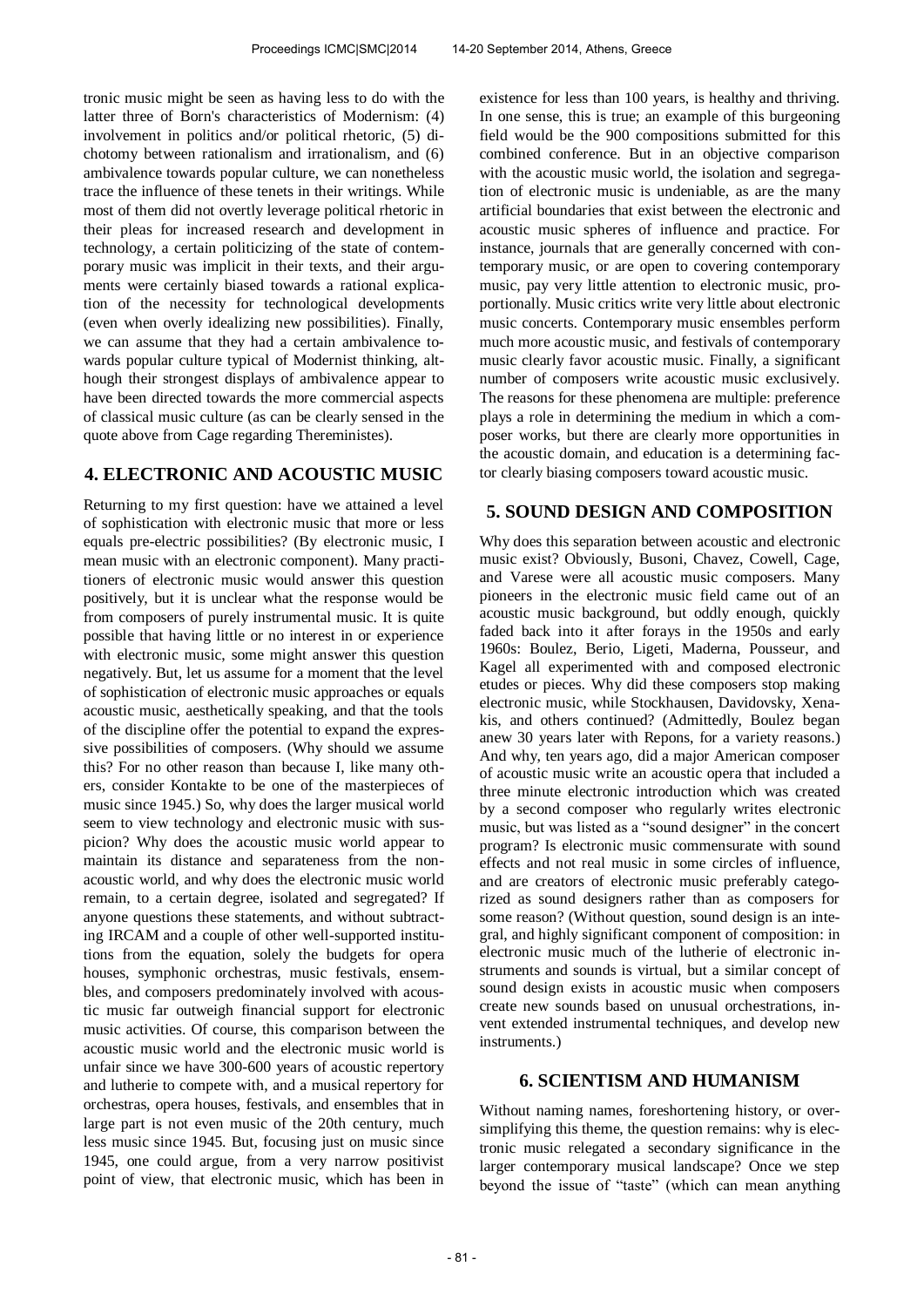tronic music might be seen as having less to do with the latter three of Born's characteristics of Modernism: (4) involvement in politics and/or political rhetoric, (5) dichotomy between rationalism and irrationalism, and (6) ambivalence towards popular culture, we can nonetheless trace the influence of these tenets in their writings. While most of them did not overtly leverage political rhetoric in their pleas for increased research and development in technology, a certain politicizing of the state of contemporary music was implicit in their texts, and their arguments were certainly biased towards a rational explication of the necessity for technological developments (even when overly idealizing new possibilities). Finally, we can assume that they had a certain ambivalence towards popular culture typical of Modernist thinking, although their strongest displays of ambivalence appear to have been directed towards the more commercial aspects of classical music culture (as can be clearly sensed in the quote above from Cage regarding Thereministes).

## 4. ELECTRONIC AND ACOUSTIC MUSIC

Returning to my first question: have we attained a level of sophistication with electronic music that more or less equals pre-electric possibilities? (By electronic music, I mean music with an electronic component). Many practitioners of electronic music would answer this question positively, but it is unclear what the response would be from composers of purely instrumental music. It is quite possible that having little or no interest in or experience with electronic music, some might answer this question negatively. But, let us assume for a moment that the level of sophistication of electronic music approaches or equals acoustic music, aesthetically speaking, and that the tools of the discipline offer the potential to expand the expressive possibilities of composers. (Why should we assume this? For no other reason than because I, like many others, consider Kontakte to be one of the masterpieces of music since 1945.) So, why does the larger musical world seem to view technology and electronic music with suspicion? Why does the acoustic music world appear to maintain its distance and separateness from the non-acoustic world, and why does the electronic music world remain, to a certain degree, isolated and segregated? If anyone questions these statements, and without subtracting IRCAM and a couple of other well-supported institutions from the equation, solely the budgets for opera houses, symphonic orchestras, music festivals, ensembles, and composers predominately involved with acoustic music far outweigh financial support for electronic music activities. Of course, this comparison between the acoustic music world and the electronic music world is unfair since we have 300-600 years of acoustic repertory and lutherie to compete with, and a musical repertory for orchestras, opera houses, festivals, and ensembles that in large part is not even music of the 20th century, much less music since 1945. But, focusing just on music since 1945, one could argue, from a very narrow positivist point of view, that electronic music, which has been in existence for less than 100 years, is healthy and thriving. In one sense, this is true; an example of this burgeoning field would be the 900 compositions submitted for this combined conference. But in an objective comparison with the acoustic music world, the isolation and segregation of electronic music is undeniable, as are the many artificial boundaries that exist between the electronic and acoustic music spheres of influence and practice. For instance, journals that are generally concerned with contemporary music, or are open to covering contemporary music, pay very little attention to electronic music, proportionally. Music critics write very little about electronic music concerts. Contemporary music ensembles perform much more acoustic music, and festivals of contemporary music clearly favor acoustic music. Finally, a significant number of composers write acoustic music exclusively. The reasons for these phenomena are multiple: preference plays a role in determining the medium in which a composer works, but there are clearly more opportunities in the acoustic domain, and education is a determining factor clearly biasing composers toward acoustic music.

## 5. SOUND DESIGN AND COMPOSITION

Why does this separation between acoustic and electronic music exist? Obviously, Busoni, Chavez, Cowell, Cage, and Varese were all acoustic music composers. Many pioneers in the electronic music field came out of an acoustic music background, but oddly enough, quickly faded back into it after forays in the 1950s and early 1960s: Boulez, Berio, Ligeti, Maderna, Pousseur, and Kagel all experimented with and composed electronic etudes or pieces. Why did these composers stop making electronic music, while Stockhausen, Davidovsky, Xenakis, and others continued? (Admittedly, Boulez began anew 30 years later with Repons, for a variety reasons.) And why, ten years ago, did a major American composer of acoustic music write an acoustic opera that included a three minute electronic introduction which was created by a second composer who regularly writes electronic music, but was listed as a "sound designer" in the concert program? Is electronic music commensurate with sound effects and not real music in some circles of influence, and are creators of electronic music preferably categorized as sound designers rather than as composers for some reason? (Without question, sound design is an integral, and highly significant component of composition: in electronic music much of the lutherie of electronic instruments and sounds is virtual, but a similar concept of sound design exists in acoustic music when composers create new sounds based on unusual orchestrations, invent extended instrumental techniques, and develop new instruments.)

## 6. SCIENTISM AND HUMANISM

Without naming names, foreshortening history, or oversimplifying this theme, the question remains: why is electronic music relegated a secondary significance in the larger contemporary musical landscape? Once we step beyond the issue of "taste" (which can mean anything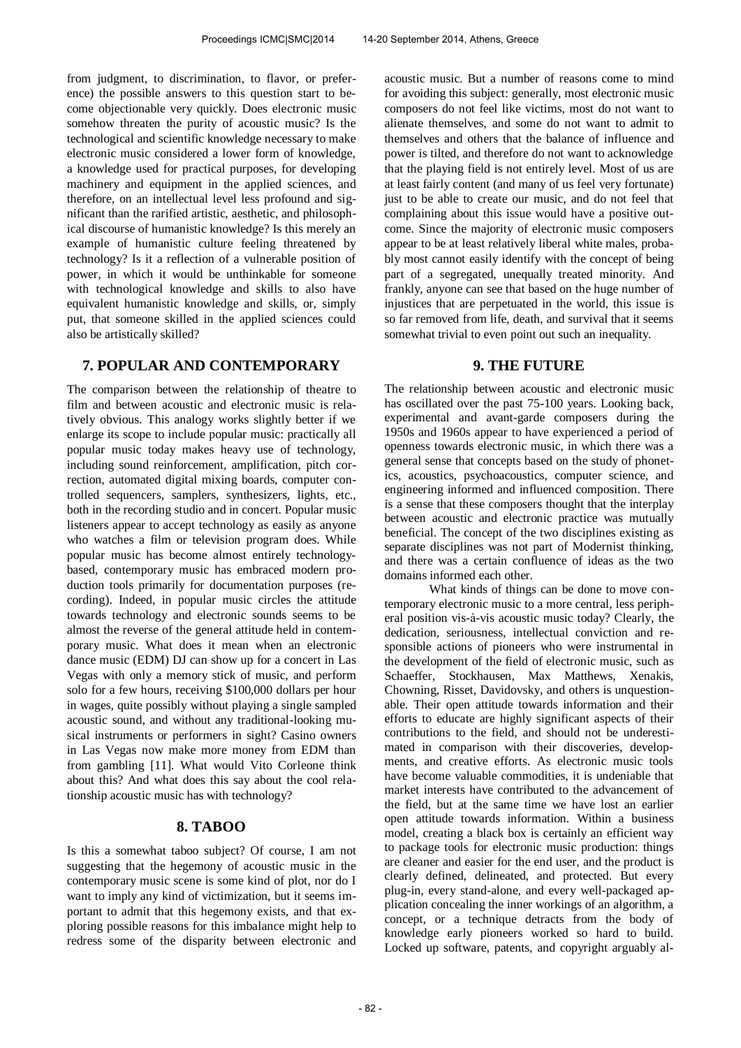from judgment, to discrimination, to flavor, or preference) the possible answers to this question start to become objectionable very quickly. Does electronic music somehow threaten the purity of acoustic music? Is the technological and scientific knowledge necessary to make electronic music considered a lower form of knowledge, a knowledge used for practical purposes, for developing machinery and equipment in the applied sciences, and therefore, on an intellectual level less profound and significant than the rarified artistic, aesthetic, and philosophical discourse of humanistic knowledge? Is this merely an example of humanistic culture feeling threatened by technology? Is it a reflection of a vulnerable position of power, in which it would be unthinkable for someone with technological knowledge and skills to also have equivalent humanistic knowledge and skills, or, simply put, that someone skilled in the applied sciences could also be artistically skilled?

## 7. POPULAR AND CONTEMPORARY

The comparison between the relationship of theatre to film and between acoustic and electronic music is relatively obvious. This analogy works slightly better if we enlarge its scope to include popular music: practically all popular music today makes heavy use of technology, including sound reinforcement, amplification, pitch correction, automated digital mixing boards, computer controlled sequencers, samplers, synthesizers, lights, etc., both in the recording studio and in concert. Popular music listeners appear to accept technology as easily as anyone who watches a film or television program does. While popular music has become almost entirely technology-based, contemporary music has embraced modern production tools primarily for documentation purposes (recording). Indeed, in popular music circles the attitude towards technology and electronic sounds seems to be almost the reverse of the general attitude held in contemporary music. What does it mean when an electronic dance music (EDM) DJ can show up for a concert in Las Vegas with only a memory stick of music, and perform solo for a few hours, receiving $100,000 dollars per hour in wages, quite possibly without playing a single sampled acoustic sound, and without any traditional-looking musical instruments or performers in sight? Casino owners in Las Vegas now make more money from EDM than from gambling [11]. What would Vito Corleone think about this? And what does this say about the cool relationship acoustic music has with technology?

## 8. TABOO

Is this a somewhat taboo subject? Of course, I am not suggesting that the hegemony of acoustic music in the contemporary music scene is some kind of plot, nor do I want to imply any kind of victimization, but it seems important to admit that this hegemony exists, and that exploring possible reasons for this imbalance might help to redress some of the disparity between electronic and acoustic music. But a number of reasons come to mind for avoiding this subject: generally, most electronic music composers do not feel like victims, most do not want to alienate themselves, and some do not want to admit to themselves and others that the balance of influence and power is tilted, and therefore do not want to acknowledge that the playing field is not entirely level. Most of us are at least fairly content (and many of us feel very fortunate) just to be able to create our music, and do not feel that complaining about this issue would have a positive outcome. Since the majority of electronic music composers appear to be at least relatively liberal white males, probably most cannot easily identify with the concept of being part of a segregated, unequally treated minority. And frankly, anyone can see that based on the huge number of injustices that are perpetuated in the world, this issue is so far removed from life, death, and survival that it seems somewhat trivial to even point out such an inequality.

## 9. THE FUTURE

The relationship between acoustic and electronic music has oscillated over the past 75-100 years. Looking back, experimental and avant-garde composers during the 1950s and 1960s appear to have experienced a period of openness towards electronic music, in which there was a general sense that concepts based on the study of phonetics, acoustics, psychoacoustics, computer science, and engineering informed and influenced composition. There is a sense that these composers thought that the interplay between acoustic and electronic practice was mutually beneficial. The concept of the two disciplines existing as separate disciplines was not part of Modernist thinking, and there was a certain confluence of ideas as the two domains informed each other.

What kinds of things can be done to move contemporary electronic music to a more central, less peripheral position vis-à-vis acoustic music today? Clearly, the dedication, seriousness, intellectual conviction and responsible actions of pioneers who were instrumental in the development of the field of electronic music, such as Schaeffer, Stockhausen, Max Matthews, Xenakis, Chowning, Risset, Davidovsky, and others is unquestionable. Their open attitude towards information and their efforts to educate are highly significant aspects of their contributions to the field, and should not be underestimated in comparison with their discoveries, developments, and creative efforts. As electronic music tools have become valuable commodities, it is undeniable that market interests have contributed to the advancement of the field, but at the same time we have lost an earlier open attitude towards information. Within a business model, creating a black box is certainly an efficient way to package tools for electronic music production: things are cleaner and easier for the end user, and the product is clearly defined, delineated, and protected. But every plug-in, every stand-alone, and every well-packaged application concealing the inner workings of an algorithm, a concept, or a technique detracts from the body of knowledge early pioneers worked so hard to build. Locked up software, patents, and copyright arguably al-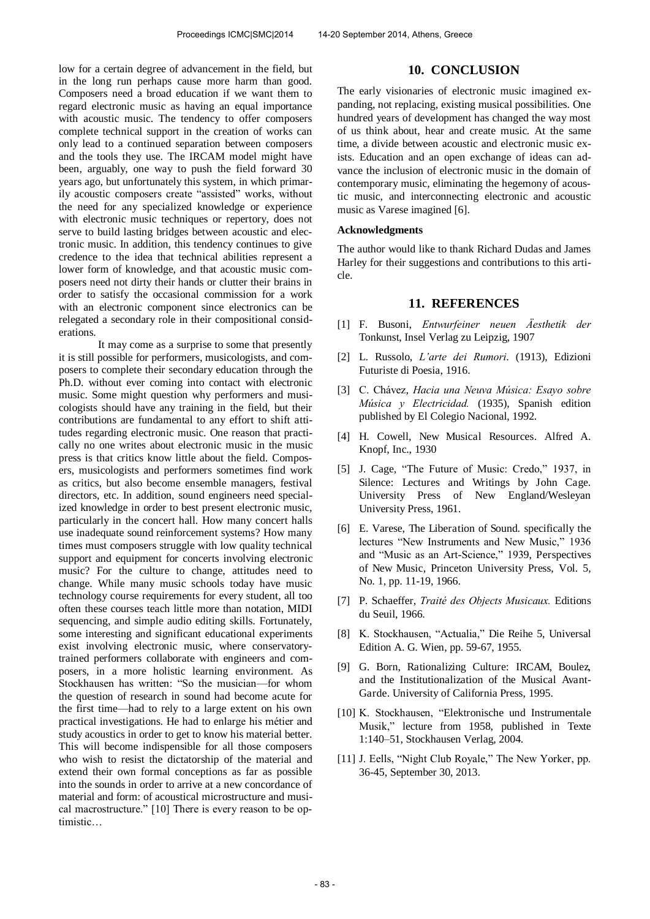low for a certain degree of advancement in the field, but in the long run perhaps cause more harm than good. Composers need a broad education if we want them to regard electronic music as having an equal importance with acoustic music. The tendency to offer composers complete technical support in the creation of works can only lead to a continued separation between composers and the tools they use. The IRCAM model might have been, arguably, one way to push the field forward 30 years ago, but unfortunately this system, in which primarily acoustic composers create "assisted" works, without the need for any specialized knowledge or experience with electronic music techniques or repertory, does not serve to build lasting bridges between acoustic and electronic music. In addition, this tendency continues to give credence to the idea that technical abilities represent a lower form of knowledge, and that acoustic music composers need not dirty their hands or clutter their brains in order to satisfy the occasional commission for a work with an electronic component since electronics can be relegated a secondary role in their compositional considerations.

It may come as a surprise to some that presently it is still possible for performers, musicologists, and composers to complete their secondary education through the Ph.D. without ever coming into contact with electronic music. Some might question why performers and musicologists should have any training in the field, but their contributions are fundamental to any effort to shift attitudes regarding electronic music. One reason that practically no one writes about electronic music in the music press is that critics know little about the field. Composers, musicologists and performers sometimes find work as critics, but also become ensemble managers, festival directors, etc. In addition, sound engineers need specialized knowledge in order to best present electronic music, particularly in the concert hall. How many concert halls use inadequate sound reinforcement systems? How many times must composers struggle with low quality technical support and equipment for concerts involving electronic music? For the culture to change, attitudes need to change. While many music schools today have music technology course requirements for every student, all too often these courses teach little more than notation, MIDI sequencing, and simple audio editing skills. Fortunately, some interesting and significant educational experiments exist involving electronic music, where conservatory-trained performers collaborate with engineers and composers, in a more holistic learning environment. As Stockhausen has written: "So the musician—for whom the question of research in sound had become acute for the first time—had to rely to a large extent on his own practical investigations. He had to enlarge his métier and study acoustics in order to get to know his material better. This will become indispensible for all those composers who wish to resist the dictatorship of the material and extend their own formal conceptions as far as possible into the sounds in order to arrive at a new concordance of material and form: of acoustical microstructure and musical macrostructure." [10] There is every reason to be optimistic…

## 10. CONCLUSION

The early visionaries of electronic music imagined expanding, not replacing, existing musical possibilities. One hundred years of development has changed the way most of us think about, hear and create music. At the same time, a divide between acoustic and electronic music exists. Education and an open exchange of ideas can advance the inclusion of electronic music in the domain of contemporary music, eliminating the hegemony of acoustic music, and interconnecting electronic and acoustic music as Varese imagined [6].

**Acknowledgments**

The author would like to thank Richard Dudas and James Harley for their suggestions and contributions to this article.

## 11. REFERENCES

[1] F. Busoni, *Entwurfeiner neuen Äesthetik der* Tonkunst, Insel Verlag zu Leipzig, 1907

[2] L. Russolo, *L'arte dei Rumori*. (1913), Edizioni Futuriste di Poesia, 1916.

[3] C. Chávez, *Hacia una Neuva Música: Esayo sobre Música y Electricidad.* (1935), Spanish edition published by El Colegio Nacional, 1992.

[4] H. Cowell, New Musical Resources. Alfred A. Knopf, Inc., 1930

[5] J. Cage, "The Future of Music: Credo," 1937, in Silence: Lectures and Writings by John Cage. University Press of New England/Wesleyan University Press, 1961.

[6] E. Varese, The Liberation of Sound. specifically the lectures "New Instruments and New Music," 1936 and "Music as an Art-Science," 1939, Perspectives of New Music, Princeton University Press, Vol. 5, No. 1, pp. 11-19, 1966.

[7] P. Schaeffer, *Traité des Objects Musicaux.* Editions du Seuil, 1966.

[8] K. Stockhausen, "Actualia," Die Reihe 5, Universal Edition A. G. Wien, pp. 59-67, 1955.

[9] G. Born, Rationalizing Culture: IRCAM, Boulez, and the Institutionalization of the Musical Avant-Garde. University of California Press, 1995.

[10] K. Stockhausen, "Elektronische und Instrumentale Musik," lecture from 1958, published in Texte 1:140–51, Stockhausen Verlag, 2004.

[11] J. Eells, "Night Club Royale," The New Yorker, pp. 36-45, September 30, 2013.